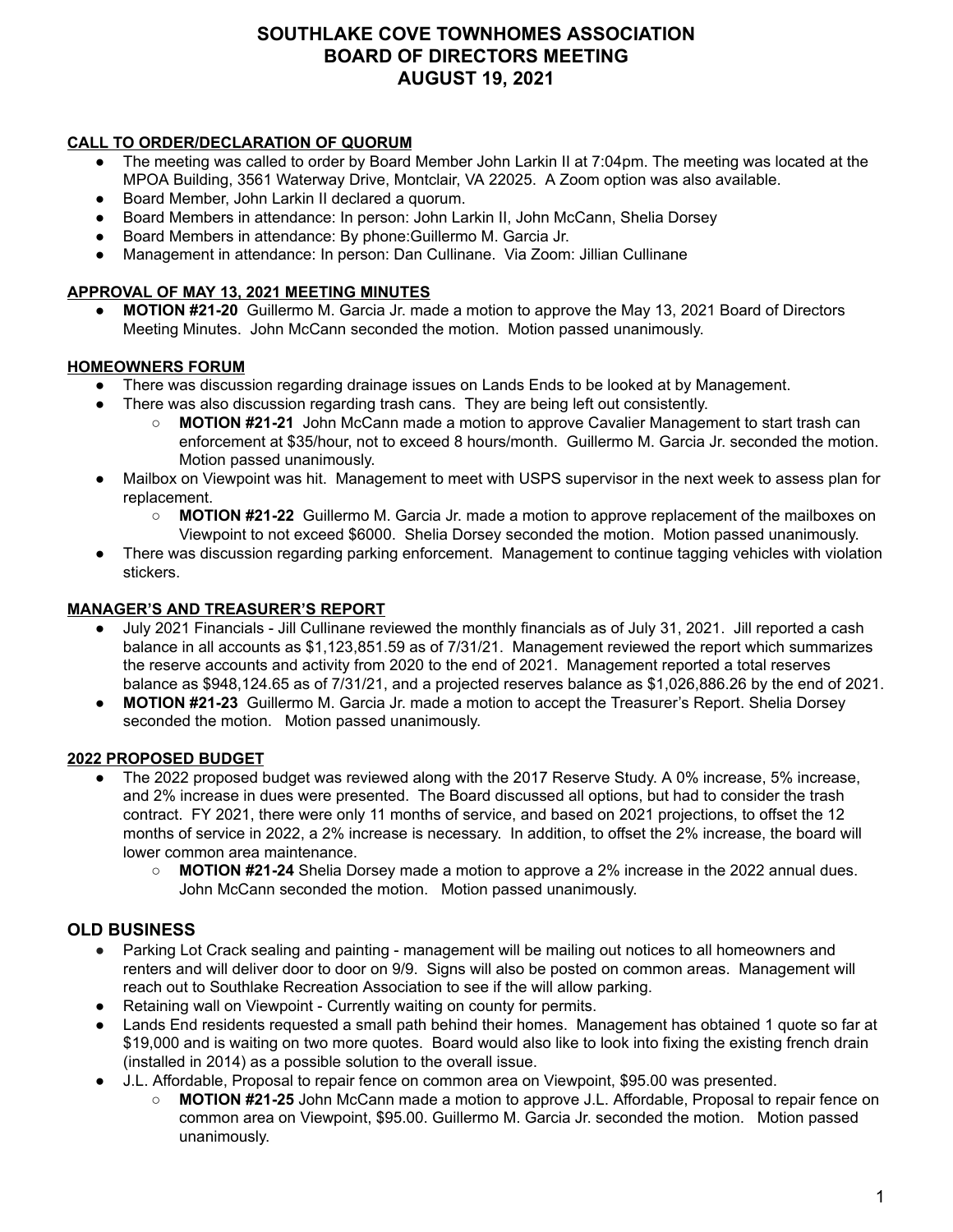# SOUTHLAKE COVE TOWNHOMES ASSOCIATION
# BOARD OF DIRECTORS MEETING
# AUGUST 19, 2021

**CALL TO ORDER/DECLARATION OF QUORUM**

- The meeting was called to order by Board Member John Larkin II at 7:04pm. The meeting was located at the MPOA Building, 3561 Waterway Drive, Montclair, VA 22025. A Zoom option was also available.
- Board Member, John Larkin II declared a quorum.
- Board Members in attendance: In person: John Larkin II, John McCann, Shelia Dorsey
- Board Members in attendance: By phone:Guillermo M. Garcia Jr.
- Management in attendance: In person: Dan Cullinane. Via Zoom: Jillian Cullinane

**APPROVAL OF MAY 13, 2021 MEETING MINUTES**

- **MOTION #21-20** Guillermo M. Garcia Jr. made a motion to approve the May 13, 2021 Board of Directors Meeting Minutes. John McCann seconded the motion. Motion passed unanimously.

**HOMEOWNERS FORUM**

- There was discussion regarding drainage issues on Lands Ends to be looked at by Management.
- There was also discussion regarding trash cans. They are being left out consistently.
  - **MOTION #21-21** John McCann made a motion to approve Cavalier Management to start trash can enforcement at $35/hour, not to exceed 8 hours/month. Guillermo M. Garcia Jr. seconded the motion. Motion passed unanimously.
- Mailbox on Viewpoint was hit. Management to meet with USPS supervisor in the next week to assess plan for replacement.
  - **MOTION #21-22** Guillermo M. Garcia Jr. made a motion to approve replacement of the mailboxes on Viewpoint to not exceed $6000. Shelia Dorsey seconded the motion. Motion passed unanimously.
- There was discussion regarding parking enforcement. Management to continue tagging vehicles with violation stickers.

**MANAGER'S AND TREASURER'S REPORT**

- July 2021 Financials - Jill Cullinane reviewed the monthly financials as of July 31, 2021. Jill reported a cash balance in all accounts as $1,123,851.59 as of 7/31/21. Management reviewed the report which summarizes the reserve accounts and activity from 2020 to the end of 2021. Management reported a total reserves balance as $948,124.65 as of 7/31/21, and a projected reserves balance as $1,026,886.26 by the end of 2021.
- **MOTION #21-23** Guillermo M. Garcia Jr. made a motion to accept the Treasurer's Report. Shelia Dorsey seconded the motion. Motion passed unanimously.

**2022 PROPOSED BUDGET**

- The 2022 proposed budget was reviewed along with the 2017 Reserve Study. A 0% increase, 5% increase, and 2% increase in dues were presented. The Board discussed all options, but had to consider the trash contract. FY 2021, there were only 11 months of service, and based on 2021 projections, to offset the 12 months of service in 2022, a 2% increase is necessary. In addition, to offset the 2% increase, the board will lower common area maintenance.
  - **MOTION #21-24** Shelia Dorsey made a motion to approve a 2% increase in the 2022 annual dues. John McCann seconded the motion. Motion passed unanimously.

## OLD BUSINESS

- Parking Lot Crack sealing and painting - management will be mailing out notices to all homeowners and renters and will deliver door to door on 9/9. Signs will also be posted on common areas. Management will reach out to Southlake Recreation Association to see if the will allow parking.
- Retaining wall on Viewpoint - Currently waiting on county for permits.
- Lands End residents requested a small path behind their homes. Management has obtained 1 quote so far at $19,000 and is waiting on two more quotes. Board would also like to look into fixing the existing french drain (installed in 2014) as a possible solution to the overall issue.
- J.L. Affordable, Proposal to repair fence on common area on Viewpoint, $95.00 was presented.
  - **MOTION #21-25** John McCann made a motion to approve J.L. Affordable, Proposal to repair fence on common area on Viewpoint, $95.00. Guillermo M. Garcia Jr. seconded the motion. Motion passed unanimously.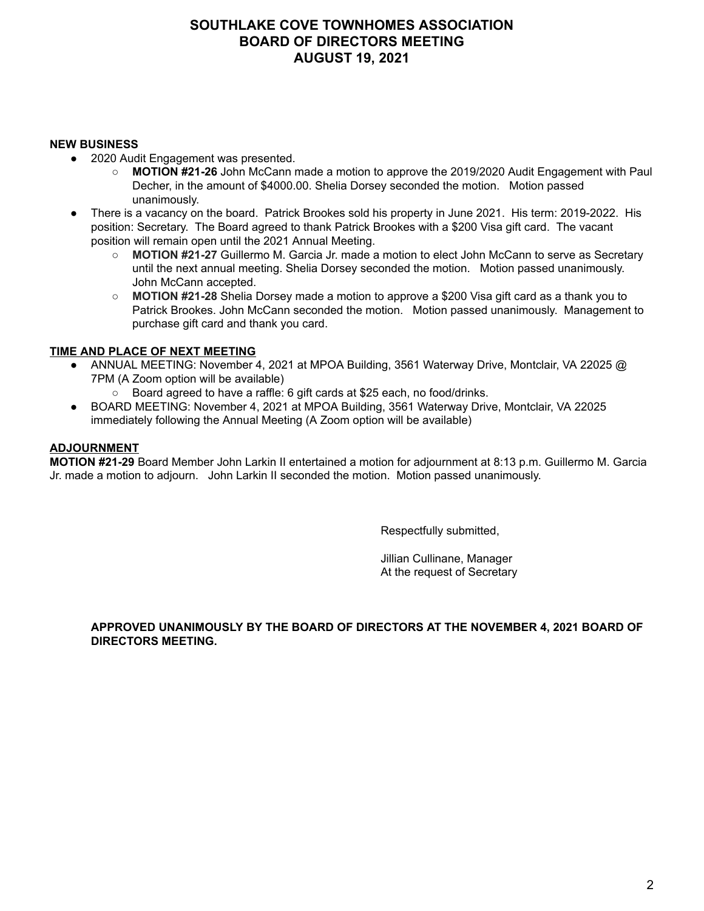# SOUTHLAKE COVE TOWNHOMES ASSOCIATION
# BOARD OF DIRECTORS MEETING
# AUGUST 19, 2021

**NEW BUSINESS**

- 2020 Audit Engagement was presented.
  - **MOTION #21-26** John McCann made a motion to approve the 2019/2020 Audit Engagement with Paul Decher, in the amount of $4000.00. Shelia Dorsey seconded the motion. Motion passed unanimously.
- There is a vacancy on the board. Patrick Brookes sold his property in June 2021. His term: 2019-2022. His position: Secretary. The Board agreed to thank Patrick Brookes with a $200 Visa gift card. The vacant position will remain open until the 2021 Annual Meeting.
  - **MOTION #21-27** Guillermo M. Garcia Jr. made a motion to elect John McCann to serve as Secretary until the next annual meeting. Shelia Dorsey seconded the motion. Motion passed unanimously. John McCann accepted.
  - **MOTION #21-28** Shelia Dorsey made a motion to approve a $200 Visa gift card as a thank you to Patrick Brookes. John McCann seconded the motion. Motion passed unanimously. Management to purchase gift card and thank you card.

**TIME AND PLACE OF NEXT MEETING**

- ANNUAL MEETING: November 4, 2021 at MPOA Building, 3561 Waterway Drive, Montclair, VA 22025 @ 7PM (A Zoom option will be available)
  - Board agreed to have a raffle: 6 gift cards at $25 each, no food/drinks.
- BOARD MEETING: November 4, 2021 at MPOA Building, 3561 Waterway Drive, Montclair, VA 22025 immediately following the Annual Meeting (A Zoom option will be available)

**ADJOURNMENT**

**MOTION #21-29** Board Member John Larkin II entertained a motion for adjournment at 8:13 p.m. Guillermo M. Garcia Jr. made a motion to adjourn. John Larkin II seconded the motion. Motion passed unanimously.

Respectfully submitted,

Jillian Cullinane, Manager
At the request of Secretary

**APPROVED UNANIMOUSLY BY THE BOARD OF DIRECTORS AT THE NOVEMBER 4, 2021 BOARD OF DIRECTORS MEETING.**